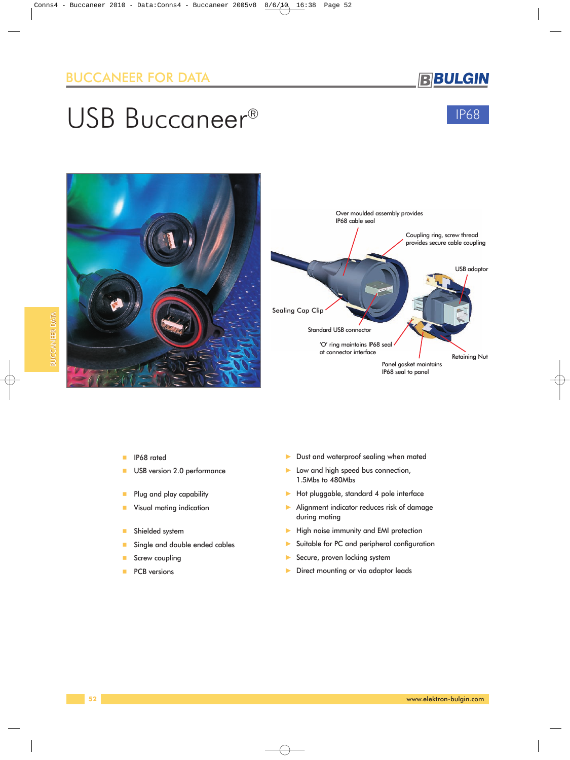## BUCCANEER FOR DATA

# USB Buccaneer®

IP68

Over moulded assembly provides IP68 cable seal

Coupling ring, screw thread provides secure cable coupling

USB adaptor

Sealing Cap Clip

Standard USB connector

'O' ring maintains IP68 seal at connector interface

Retaining Nut

Panel gasket maintains IP68 seal to panel

- IP68 rated
- USB version 2.0 performance
- Plug and play capability
- Visual mating indication
- Shielded system
- Single and double ended cables
- Screw coupling
- PCB versions

- Dust and waterproof sealing when mated
- Low and high speed bus connection, 1.5Mbs to 480Mbs
- Hot pluggable, standard 4 pole interface
- Alignment indicator reduces risk of damage during mating
- High noise immunity and EMI protection
- Suitable for PC and peripheral configuration
- Secure, proven locking system
- Direct mounting or via adaptor leads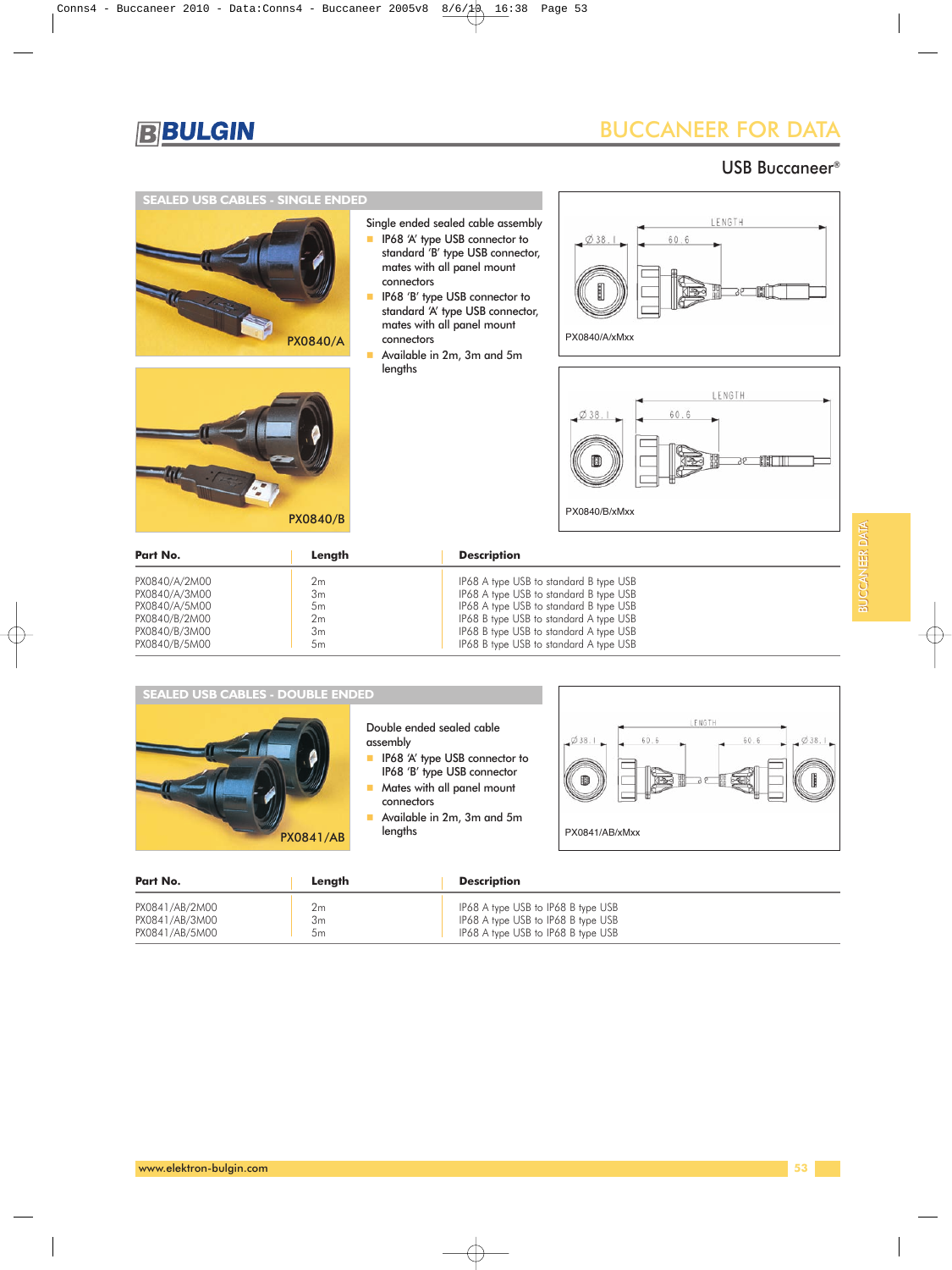# BUCCANEER FOR DATA

## USB Buccaneer®

### SEALED USB CABLES - SINGLE ENDED

PX0840/A

PX0840/B

Single ended sealed cable assembly

- IP68 'A' type USB connector to standard 'B' type USB connector, mates with all panel mount connectors
- IP68 'B' type USB connector to standard 'A' type USB connector, mates with all panel mount connectors
- Available in 2m, 3m and 5m lengths

PX0840/A/xMxx

PX0840/B/xMxx

| Part No. | Length | Description |
|---|---|---|
| PX0840/A/2M00 | 2m | IP68 A type USB to standard B type USB |
| PX0840/A/3M00 | 3m | IP68 A type USB to standard B type USB |
| PX0840/A/5M00 | 5m | IP68 A type USB to standard B type USB |
| PX0840/B/2M00 | 2m | IP68 B type USB to standard A type USB |
| PX0840/B/3M00 | 3m | IP68 B type USB to standard A type USB |
| PX0840/B/5M00 | 5m | IP68 B type USB to standard A type USB |

### SEALED USB CABLES - DOUBLE ENDED

PX0841/AB

Double ended sealed cable assembly

- IP68 'A' type USB connector to IP68 'B' type USB connector
- Mates with all panel mount connectors
- Available in 2m, 3m and 5m lengths

PX0841/AB/xMxx

| Part No. | Length | Description |
|---|---|---|
| PX0841/AB/2M00 | 2m | IP68 A type USB to IP68 B type USB |
| PX0841/AB/3M00 | 3m | IP68 A type USB to IP68 B type USB |
| PX0841/AB/5M00 | 5m | IP68 A type USB to IP68 B type USB |

www.elektron-bulgin.com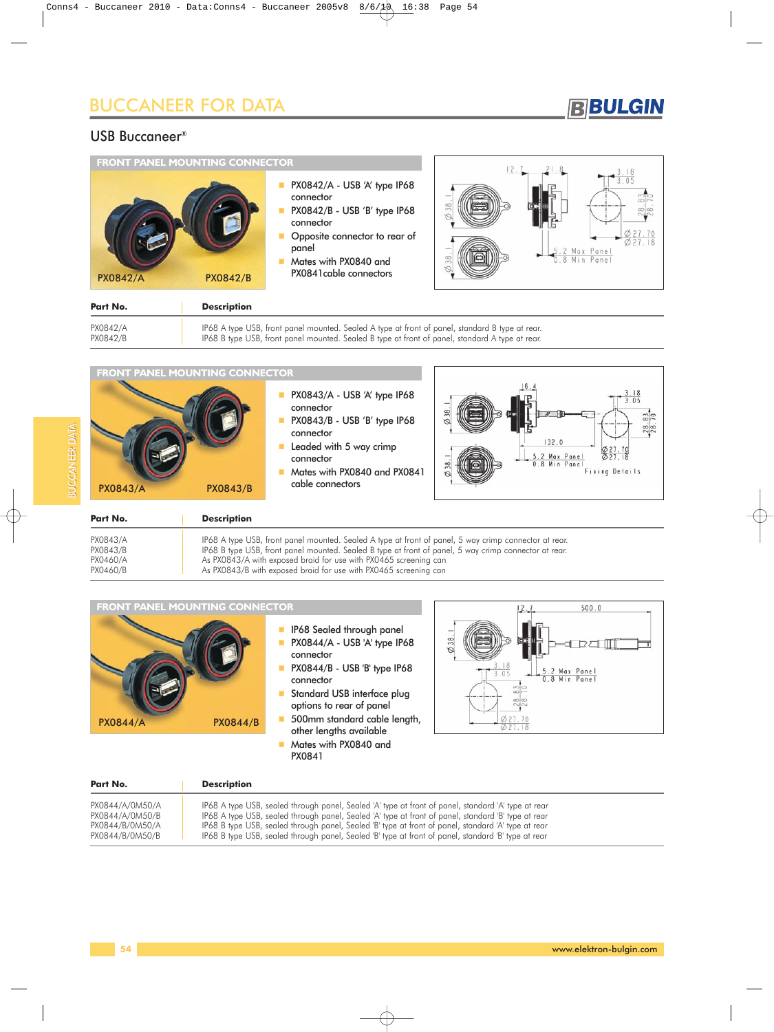# BUCCANEER FOR DATA

## USB Buccaneer®

### FRONT PANEL MOUNTING CONNECTOR

PX0842/A PX0842/B

- PX0842/A - USB 'A' type IP68 connector
- PX0842/B - USB 'B' type IP68 connector
- Opposite connector to rear of panel
- Mates with PX0840 and PX0841cable connectors

| Part No. | Description |
|---|---|
| PX0842/A | IP68 A type USB, front panel mounted. Sealed A type at front of panel, standard B type at rear. |
| PX0842/B | IP68 B type USB, front panel mounted. Sealed B type at front of panel, standard A type at rear. |

### FRONT PANEL MOUNTING CONNECTOR

PX0843/A PX0843/B

- PX0843/A - USB 'A' type IP68 connector
- PX0843/B - USB 'B' type IP68 connector
- Leaded with 5 way crimp connector
- Mates with PX0840 and PX0841 cable connectors

| Part No. | Description |
|---|---|
| PX0843/A | IP68 A type USB, front panel mounted. Sealed A type at front of panel, 5 way crimp connector at rear. |
| PX0843/B | IP68 B type USB, front panel mounted. Sealed B type at front of panel, 5 way crimp connector at rear. |
| PX0460/A | As PX0843/A with exposed braid for use with PX0465 screening can |
| PX0460/B | As PX0843/B with exposed braid for use with PX0465 screening can |

### FRONT PANEL MOUNTING CONNECTOR

PX0844/A PX0844/B

- IP68 Sealed through panel
- PX0844/A - USB 'A' type IP68 connector
- PX0844/B - USB 'B' type IP68 connector
- Standard USB interface plug options to rear of panel
- 500mm standard cable length, other lengths available
- Mates with PX0840 and PX0841

| Part No. | Description |
|---|---|
| PX0844/A/0M50/A | IP68 A type USB, sealed through panel, Sealed 'A' type at front of panel, standard 'A' type at rear |
| PX0844/A/0M50/B | IP68 A type USB, sealed through panel, Sealed 'A' type at front of panel, standard 'B' type at rear |
| PX0844/B/0M50/A | IP68 B type USB, sealed through panel, Sealed 'B' type at front of panel, standard 'A' type at rear |
| PX0844/B/0M50/B | IP68 B type USB, sealed through panel, Sealed 'B' type at front of panel, standard 'B' type at rear |

www.elektron-bulgin.com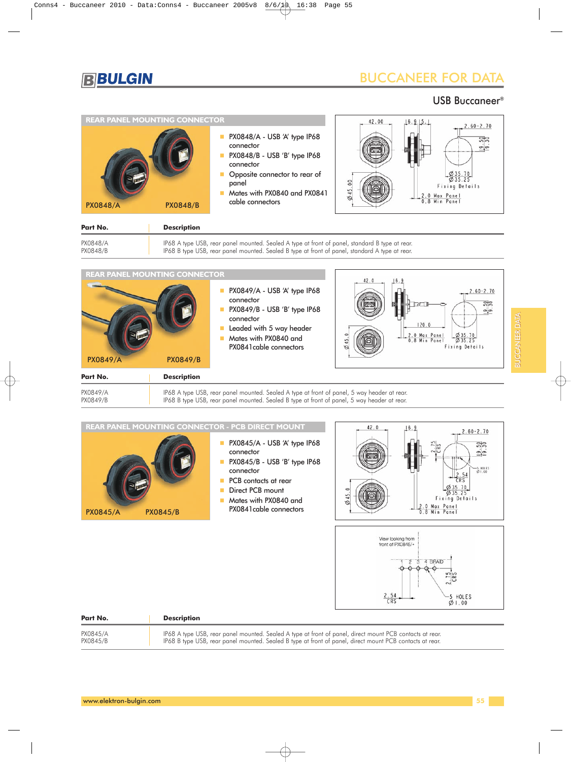# BULGIN

## BUCCANEER FOR DATA

### USB Buccaneer®

## REAR PANEL MOUNTING CONNECTOR

PX0848/A PX0848/B

- PX0848/A - USB 'A' type IP68 connector
- PX0848/B - USB 'B' type IP68 connector
- Opposite connector to rear of panel
- Mates with PX0840 and PX0841 cable connectors

| Part No. | Description |
|---|---|
| PX0848/A | IP68 A type USB, rear panel mounted. Sealed A type at front of panel, standard B type at rear. |
| PX0848/B | IP68 B type USB, rear panel mounted. Sealed B type at front of panel, standard A type at rear. |

## REAR PANEL MOUNTING CONNECTOR

PX0849/A PX0849/B

- PX0849/A - USB 'A' type IP68 connector
- PX0849/B - USB 'B' type IP68 connector
- Leaded with 5 way header
- Mates with PX0840 and PX0841cable connectors

| Part No. | Description |
|---|---|
| PX0849/A | IP68 A type USB, rear panel mounted. Sealed A type at front of panel, 5 way header at rear. |
| PX0849/B | IP68 B type USB, rear panel mounted. Sealed B type at front of panel, 5 way header at rear. |

## REAR PANEL MOUNTING CONNECTOR - PCB DIRECT MOUNT

PX0845/A PX0845/B

- PX0845/A - USB 'A' type IP68 connector
- PX0845/B - USB 'B' type IP68 connector
- PCB contacts at rear
- Direct PCB mount
- Mates with PX0840 and PX0841cable connectors

| Part No. | Description |
|---|---|
| PX0845/A | IP68 A type USB, rear panel mounted. Sealed A type at front of panel, direct mount PCB contacts at rear. |
| PX0845/B | IP68 B type USB, rear panel mounted. Sealed B type at front of panel, direct mount PCB contacts at rear. |

www.elektron-bulgin.com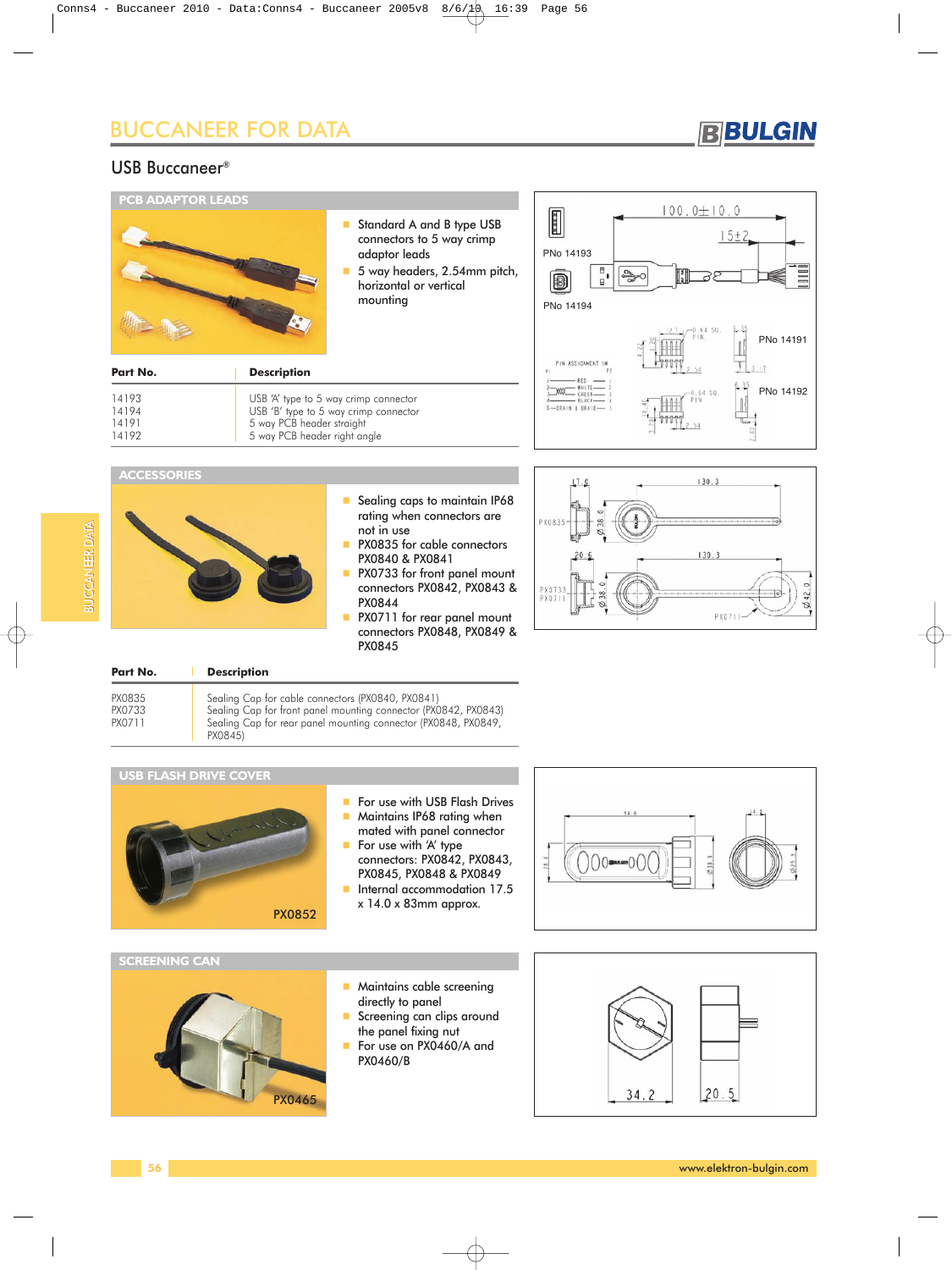# BUCCANEER FOR DATA

## USB Buccaneer®

### PCB ADAPTOR LEADS

- Standard A and B type USB connectors to 5 way crimp adaptor leads
- 5 way headers, 2.54mm pitch, horizontal or vertical mounting

| Part No. | Description |
|---|---|
| 14193 | USB 'A' type to 5 way crimp connector |
| 14194 | USB 'B' type to 5 way crimp connector |
| 14191 | 5 way PCB header straight |
| 14192 | 5 way PCB header right angle |

### ACCESSORIES

- Sealing caps to maintain IP68 rating when connectors are not in use
- PX0835 for cable connectors PX0840 & PX0841
- PX0733 for front panel mount connectors PX0842, PX0843 & PX0844
- PX0711 for rear panel mount connectors PX0848, PX0849 & PX0845

| Part No. | Description |
|---|---|
| PX0835 | Sealing Cap for cable connectors (PX0840, PX0841) |
| PX0733 | Sealing Cap for front panel mounting connector (PX0842, PX0843) |
| PX0711 | Sealing Cap for rear panel mounting connector (PX0848, PX0849, PX0845) |

### USB FLASH DRIVE COVER

PX0852

- For use with USB Flash Drives
- Maintains IP68 rating when mated with panel connector
- For use with 'A' type connectors: PX0842, PX0843, PX0845, PX0848 & PX0849
- Internal accommodation 17.5 x 14.0 x 83mm approx.

### SCREENING CAN

PX0465

- Maintains cable screening directly to panel
- Screening can clips around the panel fixing nut
- For use on PX0460/A and PX0460/B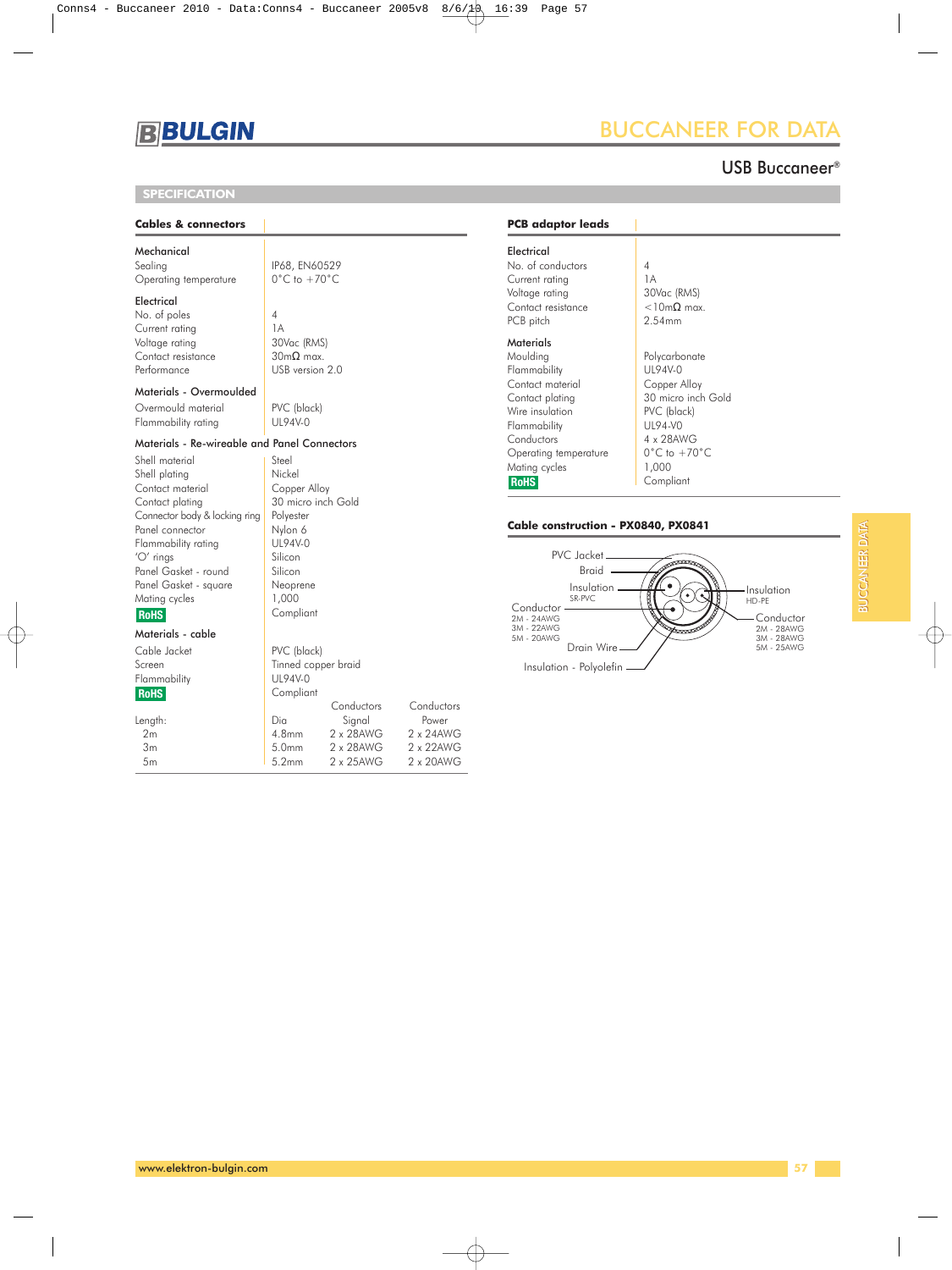# BUCCANEER FOR DATA

## USB Buccaneer®

### SPECIFICATION

#### Cables & connectors

| | |
|---|---|
| **Mechanical** | |
| Sealing | IP68, EN60529 |
| Operating temperature | 0°C to +70°C |
| **Electrical** | |
| No. of poles | 4 |
| Current rating | 1A |
| Voltage rating | 30Vac (RMS) |
| Contact resistance | 30mΩ max. |
| Performance | USB version 2.0 |
| **Materials - Overmoulded** | |
| Overmould material | PVC (black) |
| Flammability rating | UL94V-0 |
| **Materials - Re-wireable and Panel Connectors** | |
| Shell material | Steel |
| Shell plating | Nickel |
| Contact material | Copper Alloy |
| Contact plating | 30 micro inch Gold |
| Connector body & locking ring | Polyester |
| Panel connector | Nylon 6 |
| Flammability rating | UL94V-0 |
| 'O' rings | Silicon |
| Panel Gasket - round | Silicon |
| Panel Gasket - square | Neoprene |
| Mating cycles | 1,000 |
| RoHS | Compliant |
| **Materials - cable** | |
| Cable Jacket | PVC (black) |
| Screen | Tinned copper braid |
| Flammability | UL94V-0 |
| RoHS | Compliant |

| Length: | Dia | Conductors Signal | Conductors Power |
|---|---|---|---|
| 2m | 4.8mm | 2 x 28AWG | 2 x 24AWG |
| 3m | 5.0mm | 2 x 28AWG | 2 x 22AWG |
| 5m | 5.2mm | 2 x 25AWG | 2 x 20AWG |

#### PCB adaptor leads

| | |
|---|---|
| **Electrical** | |
| No. of conductors | 4 |
| Current rating | 1A |
| Voltage rating | 30Vac (RMS) |
| Contact resistance | <10mΩ max. |
| PCB pitch | 2.54mm |
| **Materials** | |
| Moulding | Polycarbonate |
| Flammability | UL94V-0 |
| Contact material | Copper Alloy |
| Contact plating | 30 micro inch Gold |
| Wire insulation | PVC (black) |
| Flammability | UL94-V0 |
| Conductors | 4 x 28AWG |
| Operating temperature | 0°C to +70°C |
| Mating cycles | 1,000 |
| RoHS | Compliant |

#### Cable construction - PX0840, PX0841

PVC Jacket
Braid
Insulation SR-PVC
Conductor 2M - 24AWG 3M - 22AWG 5M - 20AWG
Drain Wire
Insulation - Polyolefin
Insulation HD-PE
Conductor 2M - 28AWG 3M - 28AWG 5M - 25AWG

www.elektron-bulgin.com